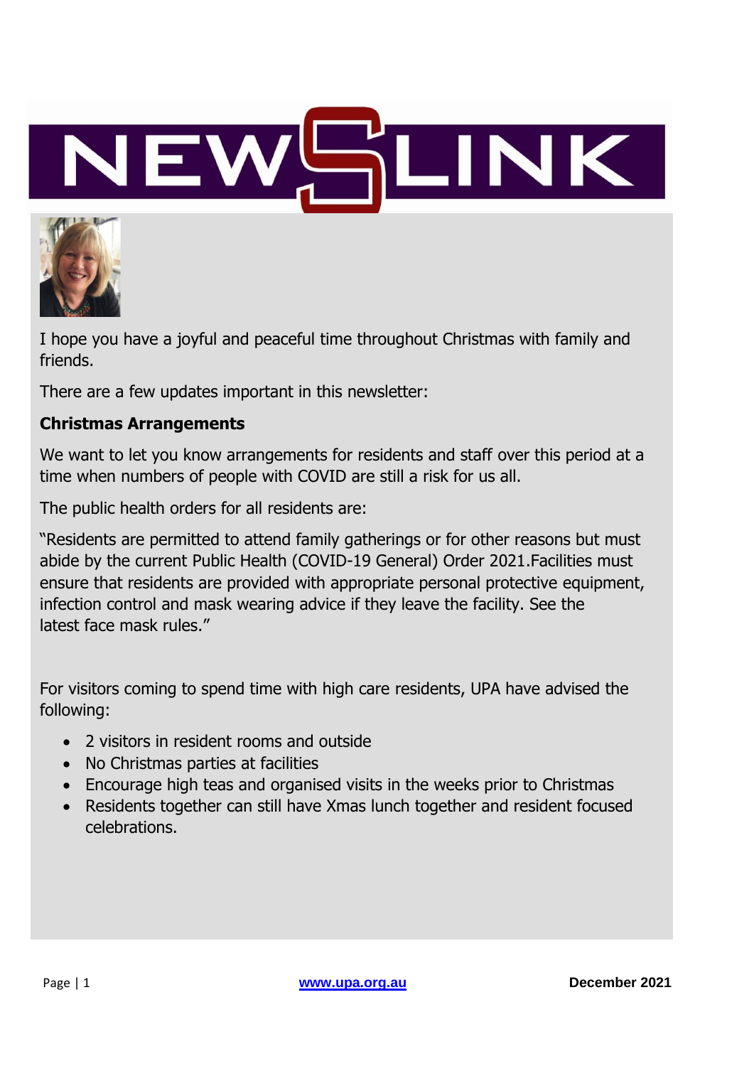# NEWSLINK

I hope you have a joyful and peaceful time throughout Christmas with family and friends.

There are a few updates important in this newsletter:

**Christmas Arrangements**

We want to let you know arrangements for residents and staff over this period at a time when numbers of people with COVID are still a risk for us all.

The public health orders for all residents are:

"Residents are permitted to attend family gatherings or for other reasons but must abide by the current Public Health (COVID-19 General) Order 2021.Facilities must ensure that residents are provided with appropriate personal protective equipment, infection control and mask wearing advice if they leave the facility. See the latest face mask rules."

For visitors coming to spend time with high care residents, UPA have advised the following:

- 2 visitors in resident rooms and outside
- No Christmas parties at facilities
- Encourage high teas and organised visits in the weeks prior to Christmas
- Residents together can still have Xmas lunch together and resident focused celebrations.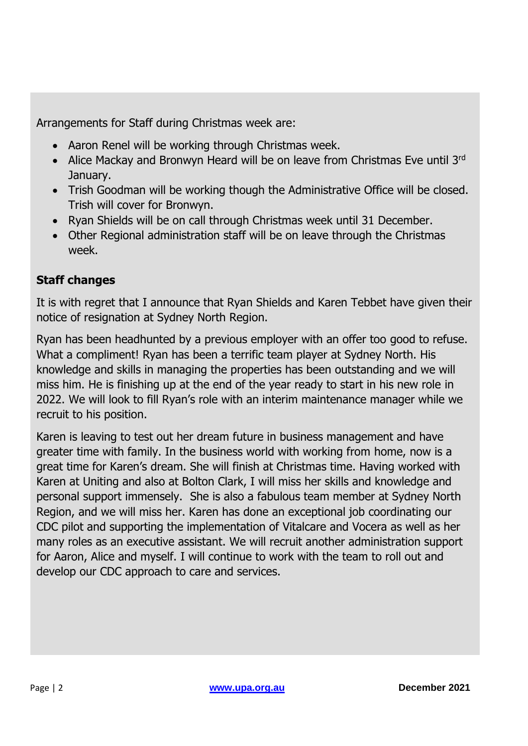Arrangements for Staff during Christmas week are:

- Aaron Renel will be working through Christmas week.
- Alice Mackay and Bronwyn Heard will be on leave from Christmas Eve until 3rd January.
- Trish Goodman will be working though the Administrative Office will be closed. Trish will cover for Bronwyn.
- Ryan Shields will be on call through Christmas week until 31 December.
- Other Regional administration staff will be on leave through the Christmas week.

**Staff changes**

It is with regret that I announce that Ryan Shields and Karen Tebbet have given their notice of resignation at Sydney North Region.

Ryan has been headhunted by a previous employer with an offer too good to refuse. What a compliment! Ryan has been a terrific team player at Sydney North. His knowledge and skills in managing the properties has been outstanding and we will miss him. He is finishing up at the end of the year ready to start in his new role in 2022. We will look to fill Ryan's role with an interim maintenance manager while we recruit to his position.

Karen is leaving to test out her dream future in business management and have greater time with family. In the business world with working from home, now is a great time for Karen's dream. She will finish at Christmas time. Having worked with Karen at Uniting and also at Bolton Clark, I will miss her skills and knowledge and personal support immensely. She is also a fabulous team member at Sydney North Region, and we will miss her. Karen has done an exceptional job coordinating our CDC pilot and supporting the implementation of Vitalcare and Vocera as well as her many roles as an executive assistant. We will recruit another administration support for Aaron, Alice and myself. I will continue to work with the team to roll out and develop our CDC approach to care and services.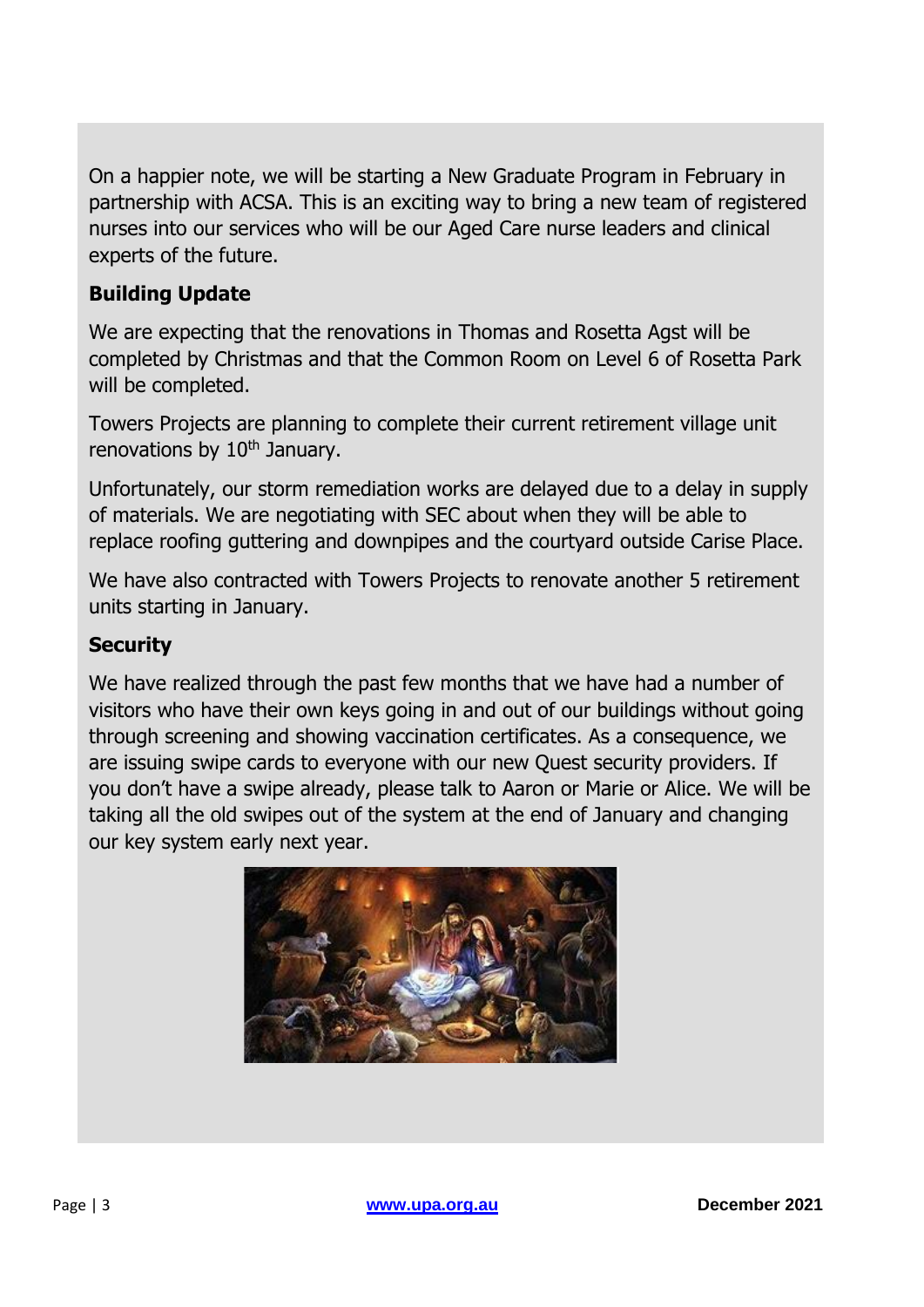On a happier note, we will be starting a New Graduate Program in February in partnership with ACSA. This is an exciting way to bring a new team of registered nurses into our services who will be our Aged Care nurse leaders and clinical experts of the future.

**Building Update**

We are expecting that the renovations in Thomas and Rosetta Agst will be completed by Christmas and that the Common Room on Level 6 of Rosetta Park will be completed.

Towers Projects are planning to complete their current retirement village unit renovations by 10th January.

Unfortunately, our storm remediation works are delayed due to a delay in supply of materials. We are negotiating with SEC about when they will be able to replace roofing guttering and downpipes and the courtyard outside Carise Place.

We have also contracted with Towers Projects to renovate another 5 retirement units starting in January.

**Security**

We have realized through the past few months that we have had a number of visitors who have their own keys going in and out of our buildings without going through screening and showing vaccination certificates. As a consequence, we are issuing swipe cards to everyone with our new Quest security providers. If you don't have a swipe already, please talk to Aaron or Marie or Alice. We will be taking all the old swipes out of the system at the end of January and changing our key system early next year.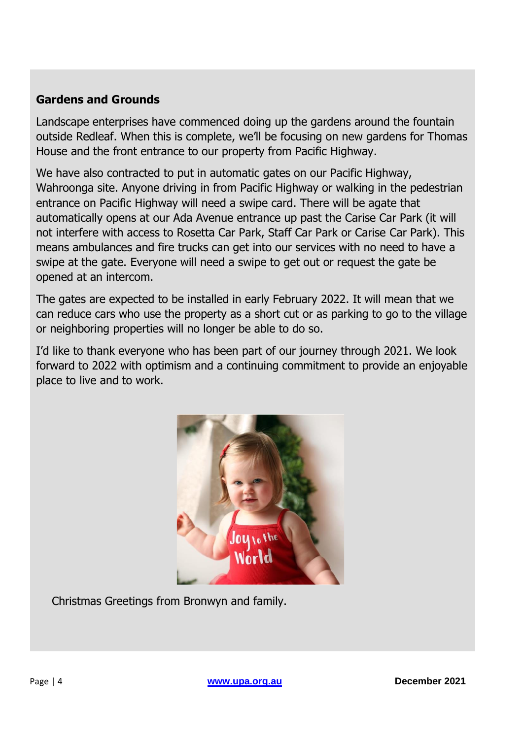**Gardens and Grounds**

Landscape enterprises have commenced doing up the gardens around the fountain outside Redleaf. When this is complete, we'll be focusing on new gardens for Thomas House and the front entrance to our property from Pacific Highway.

We have also contracted to put in automatic gates on our Pacific Highway, Wahroonga site. Anyone driving in from Pacific Highway or walking in the pedestrian entrance on Pacific Highway will need a swipe card. There will be agate that automatically opens at our Ada Avenue entrance up past the Carise Car Park (it will not interfere with access to Rosetta Car Park, Staff Car Park or Carise Car Park). This means ambulances and fire trucks can get into our services with no need to have a swipe at the gate. Everyone will need a swipe to get out or request the gate be opened at an intercom.

The gates are expected to be installed in early February 2022. It will mean that we can reduce cars who use the property as a short cut or as parking to go to the village or neighboring properties will no longer be able to do so.

I'd like to thank everyone who has been part of our journey through 2021. We look forward to 2022 with optimism and a continuing commitment to provide an enjoyable place to live and to work.

Christmas Greetings from Bronwyn and family.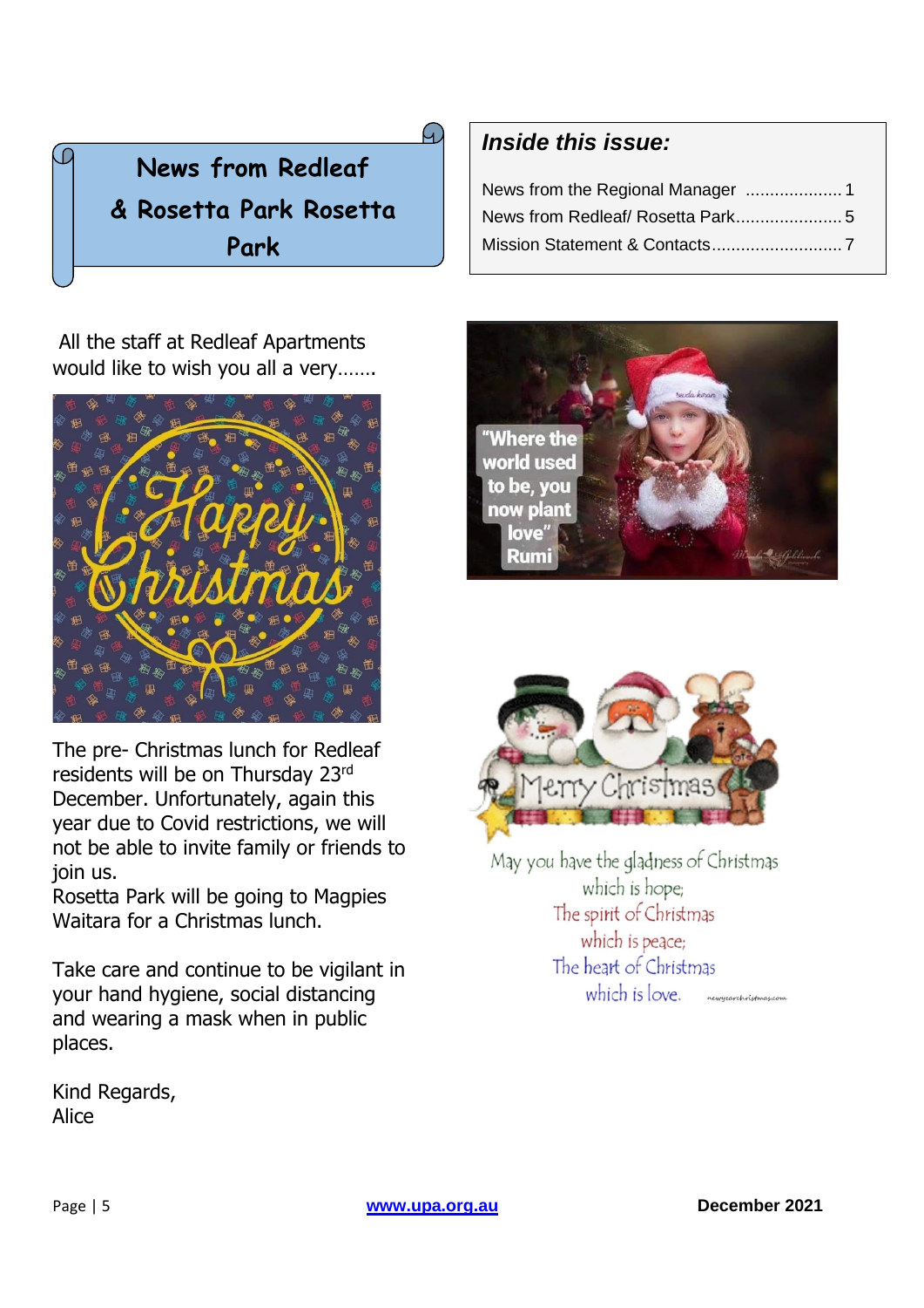# News from Redleaf & Rosetta Park Rosetta Park

## Inside this issue:

News from the Regional Manager .................... 1
News from Redleaf/ Rosetta Park...................... 5
Mission Statement & Contacts........................... 7

All the staff at Redleaf Apartments would like to wish you all a very.......

Happy Christmas

The pre- Christmas lunch for Redleaf residents will be on Thursday 23rd December. Unfortunately, again this year due to Covid restrictions, we will not be able to invite family or friends to join us.

Rosetta Park will be going to Magpies Waitara for a Christmas lunch.

Take care and continue to be vigilant in your hand hygiene, social distancing and wearing a mask when in public places.

Kind Regards,
Alice

"Where the world used to be, you now plant love" Rumi

Merry Christmas

May you have the gladness of Christmas
which is hope;
The spirit of Christmas
which is peace;
The heart of Christmas
which is love.

www.upa.org.au

December 2021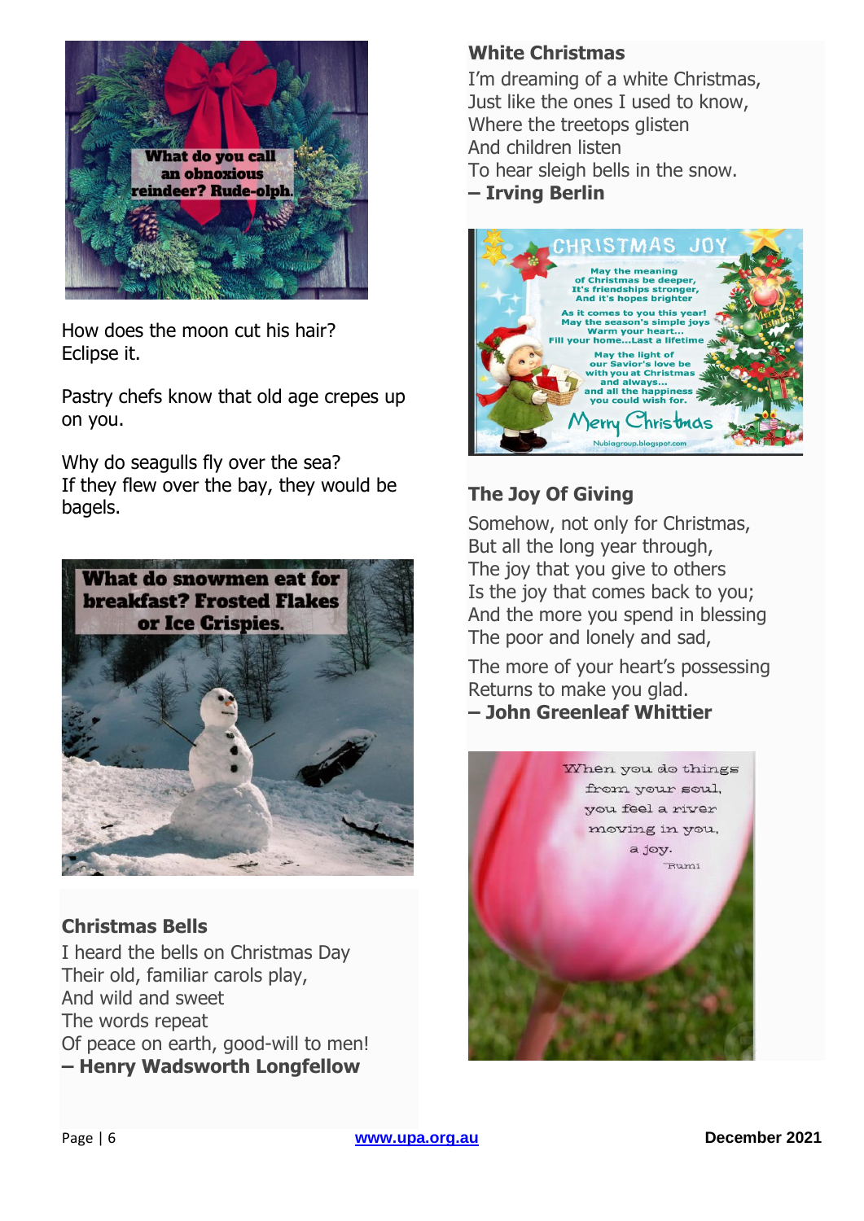What do you call an obnoxious reindeer? Rude-olph.

How does the moon cut his hair?
Eclipse it.

Pastry chefs know that old age crepes up on you.

Why do seagulls fly over the sea?
If they flew over the bay, they would be bagels.

What do snowmen eat for breakfast? Frosted Flakes or Ice Crispies.

### Christmas Bells

I heard the bells on Christmas Day
Their old, familiar carols play,
And wild and sweet
The words repeat
Of peace on earth, good-will to men!
**– Henry Wadsworth Longfellow**

### White Christmas

I'm dreaming of a white Christmas,
Just like the ones I used to know,
Where the treetops glisten
And children listen
To hear sleigh bells in the snow.
**– Irving Berlin**

CHRISTMAS JOY

May the meaning of Christmas be deeper,
It's friendships stronger,
And it's hopes brighter
As it comes to you this year!
May the season's simple joys
Warm your heart...
Fill your home...Last a lifetime
May the light of our Savior's love be with you at Christmas and always...
and all the happiness you could wish for.

Merry Christmas

Nubiagroup.blogspot.com

### The Joy Of Giving

Somehow, not only for Christmas,
But all the long year through,
The joy that you give to others
Is the joy that comes back to you;
And the more you spend in blessing
The poor and lonely and sad,
The more of your heart's possessing
Returns to make you glad.
**– John Greenleaf Whittier**

When you do things from your soul, you feel a river moving in you, a joy.
~Rumi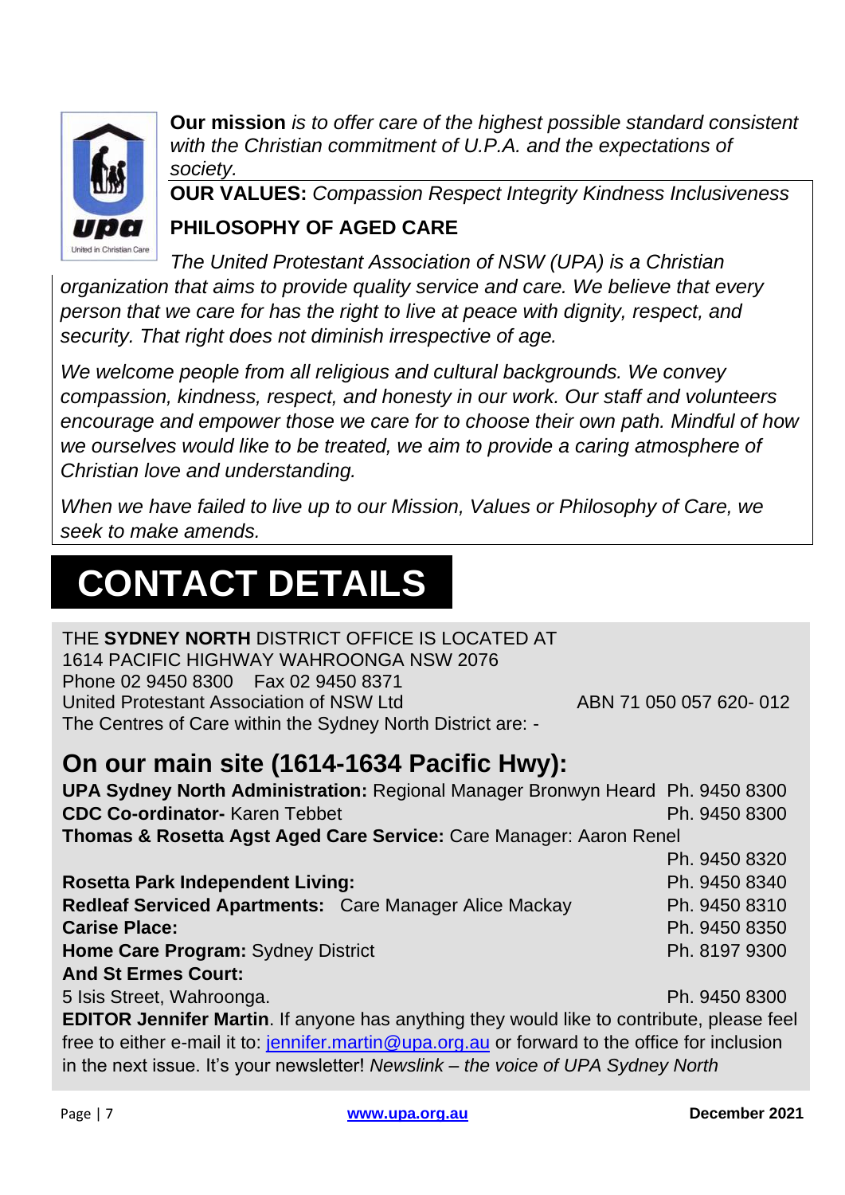**Our mission** *is to offer care of the highest possible standard consistent with the Christian commitment of U.P.A. and the expectations of society.*

**OUR VALUES:** *Compassion Respect Integrity Kindness Inclusiveness*

**PHILOSOPHY OF AGED CARE**

*The United Protestant Association of NSW (UPA) is a Christian organization that aims to provide quality service and care. We believe that every person that we care for has the right to live at peace with dignity, respect, and security. That right does not diminish irrespective of age.*

*We welcome people from all religious and cultural backgrounds. We convey compassion, kindness, respect, and honesty in our work. Our staff and volunteers encourage and empower those we care for to choose their own path. Mindful of how we ourselves would like to be treated, we aim to provide a caring atmosphere of Christian love and understanding.*

*When we have failed to live up to our Mission, Values or Philosophy of Care, we seek to make amends.*

# CONTACT DETAILS

THE **SYDNEY NORTH** DISTRICT OFFICE IS LOCATED AT
1614 PACIFIC HIGHWAY WAHROONGA NSW 2076
Phone 02 9450 8300 Fax 02 9450 8371
United Protestant Association of NSW Ltd ABN 71 050 057 620- 012
The Centres of Care within the Sydney North District are: -

## On our main site (1614-1634 Pacific Hwy):

**UPA Sydney North Administration:** Regional Manager Bronwyn Heard Ph. 9450 8300
**CDC Co-ordinator-** Karen Tebbet Ph. 9450 8300
**Thomas & Rosetta Agst Aged Care Service:** Care Manager: Aaron Renel Ph. 9450 8320
**Rosetta Park Independent Living:** Ph. 9450 8340
**Redleaf Serviced Apartments:** Care Manager Alice Mackay Ph. 9450 8310
**Carise Place:** Ph. 9450 8350
**Home Care Program:** Sydney District Ph. 8197 9300
**And St Ermes Court:**
5 Isis Street, Wahroonga. Ph. 9450 8300

**EDITOR Jennifer Martin**. If anyone has anything they would like to contribute, please feel free to either e-mail it to: jennifer.martin@upa.org.au or forward to the office for inclusion in the next issue. It's your newsletter! *Newslink – the voice of UPA Sydney North*